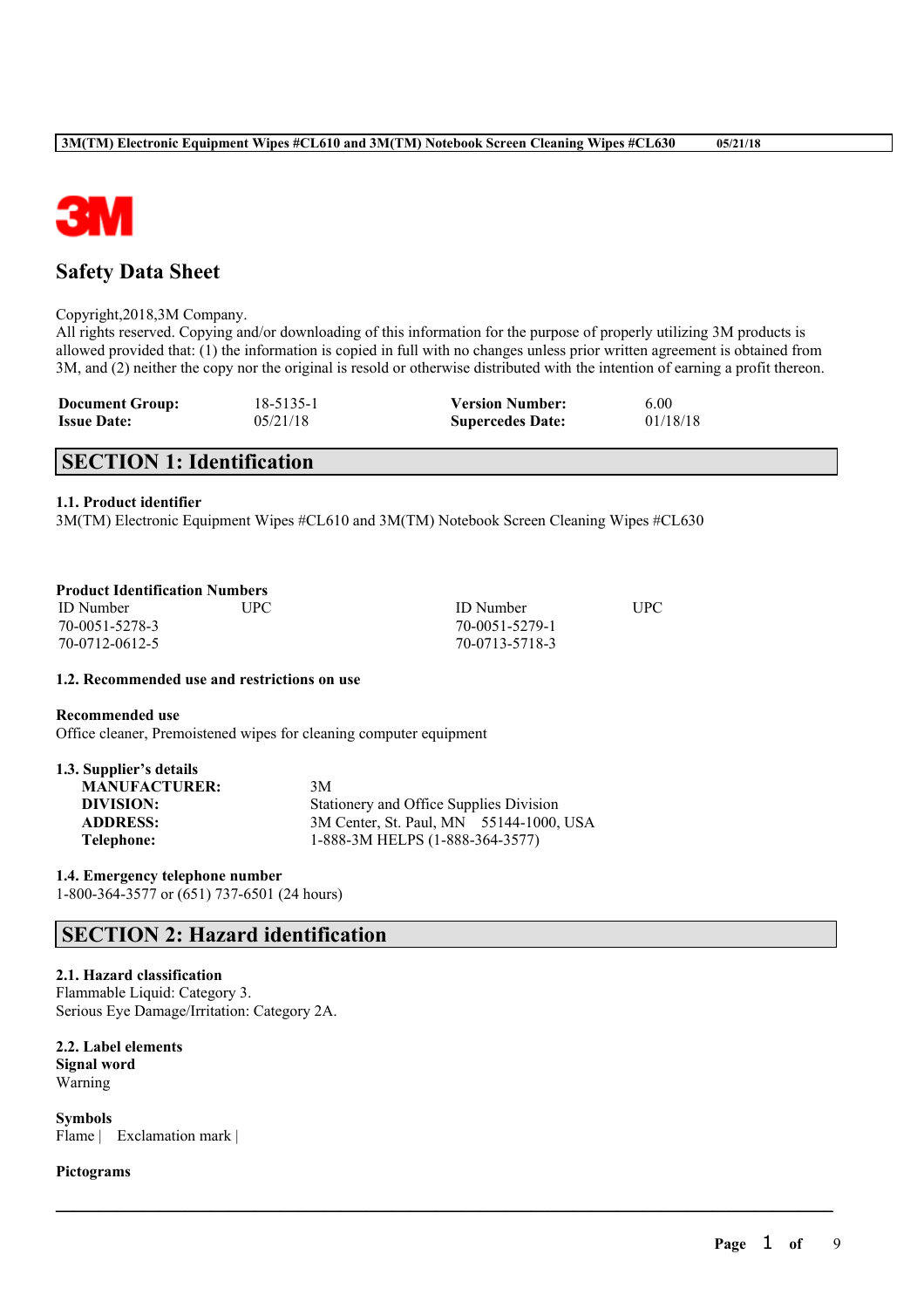# Safety Data Sheet

Copyright,2018,3M Company.
All rights reserved. Copying and/or downloading of this information for the purpose of properly utilizing 3M products is allowed provided that: (1) the information is copied in full with no changes unless prior written agreement is obtained from 3M, and (2) neither the copy nor the original is resold or otherwise distributed with the intention of earning a profit thereon.

| | | | |
|---|---|---|---|
| **Document Group:** | 18-5135-1 | **Version Number:** | 6.00 |
| **Issue Date:** | 05/21/18 | **Supercedes Date:** | 01/18/18 |

## SECTION 1: Identification

### 1.1. Product identifier

3M(TM) Electronic Equipment Wipes #CL610 and 3M(TM) Notebook Screen Cleaning Wipes #CL630

**Product Identification Numbers**

| ID Number | UPC | ID Number | UPC |
|---|---|---|---|
| 70-0051-5278-3 | | 70-0051-5279-1 | |
| 70-0712-0612-5 | | 70-0713-5718-3 | |

### 1.2. Recommended use and restrictions on use

**Recommended use**

Office cleaner, Premoistened wipes for cleaning computer equipment

### 1.3. Supplier's details

| | |
|---|---|
| **MANUFACTURER:** | 3M |
| **DIVISION:** | Stationery and Office Supplies Division |
| **ADDRESS:** | 3M Center, St. Paul, MN 55144-1000, USA |
| **Telephone:** | 1-888-3M HELPS (1-888-364-3577) |

### 1.4. Emergency telephone number

1-800-364-3577 or (651) 737-6501 (24 hours)

## SECTION 2: Hazard identification

### 2.1. Hazard classification

Flammable Liquid: Category 3.
Serious Eye Damage/Irritation: Category 2A.

### 2.2. Label elements

**Signal word**

Warning

**Symbols**

Flame | Exclamation mark |

**Pictograms**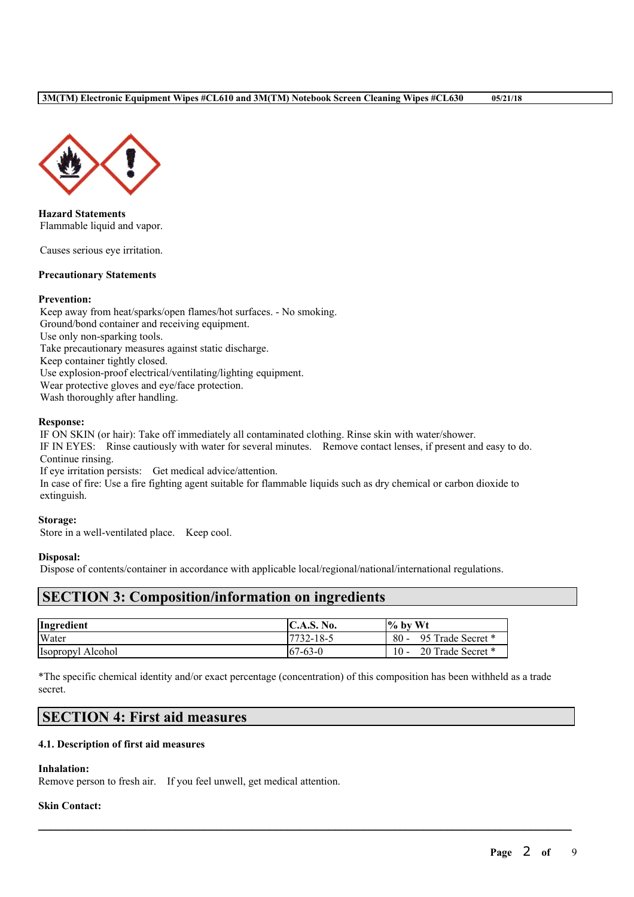**Hazard Statements**
Flammable liquid and vapor.

Causes serious eye irritation.

**Precautionary Statements**

**Prevention:**
Keep away from heat/sparks/open flames/hot surfaces. - No smoking.
Ground/bond container and receiving equipment.
Use only non-sparking tools.
Take precautionary measures against static discharge.
Keep container tightly closed.
Use explosion-proof electrical/ventilating/lighting equipment.
Wear protective gloves and eye/face protection.
Wash thoroughly after handling.

**Response:**
IF ON SKIN (or hair): Take off immediately all contaminated clothing. Rinse skin with water/shower.
IF IN EYES: Rinse cautiously with water for several minutes. Remove contact lenses, if present and easy to do. Continue rinsing.
If eye irritation persists: Get medical advice/attention.
In case of fire: Use a fire fighting agent suitable for flammable liquids such as dry chemical or carbon dioxide to extinguish.

**Storage:**
Store in a well-ventilated place. Keep cool.

**Disposal:**
Dispose of contents/container in accordance with applicable local/regional/national/international regulations.

## SECTION 3: Composition/information on ingredients

| Ingredient | C.A.S. No. | % by Wt |
|---|---|---|
| Water | 7732-18-5 | 80 - 95 Trade Secret * |
| Isopropyl Alcohol | 67-63-0 | 10 - 20 Trade Secret * |

*The specific chemical identity and/or exact percentage (concentration) of this composition has been withheld as a trade secret.

## SECTION 4: First aid measures

### 4.1. Description of first aid measures

**Inhalation:**
Remove person to fresh air. If you feel unwell, get medical attention.

**Skin Contact:**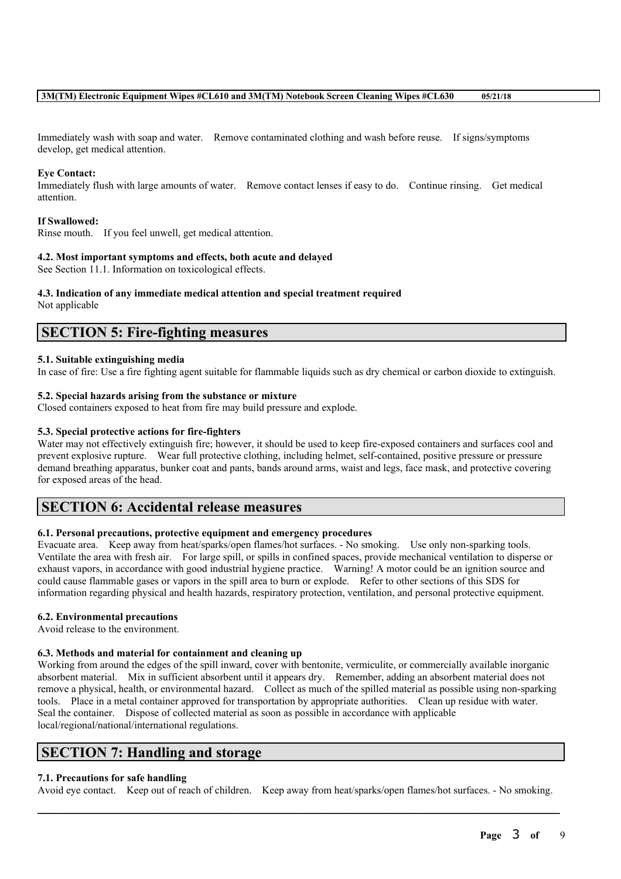Immediately wash with soap and water. Remove contaminated clothing and wash before reuse. If signs/symptoms develop, get medical attention.

**Eye Contact:**
Immediately flush with large amounts of water. Remove contact lenses if easy to do. Continue rinsing. Get medical attention.

**If Swallowed:**
Rinse mouth. If you feel unwell, get medical attention.

**4.2. Most important symptoms and effects, both acute and delayed**
See Section 11.1. Information on toxicological effects.

**4.3. Indication of any immediate medical attention and special treatment required**
Not applicable

## SECTION 5: Fire-fighting measures

**5.1. Suitable extinguishing media**
In case of fire: Use a fire fighting agent suitable for flammable liquids such as dry chemical or carbon dioxide to extinguish.

**5.2. Special hazards arising from the substance or mixture**
Closed containers exposed to heat from fire may build pressure and explode.

**5.3. Special protective actions for fire-fighters**
Water may not effectively extinguish fire; however, it should be used to keep fire-exposed containers and surfaces cool and prevent explosive rupture. Wear full protective clothing, including helmet, self-contained, positive pressure or pressure demand breathing apparatus, bunker coat and pants, bands around arms, waist and legs, face mask, and protective covering for exposed areas of the head.

## SECTION 6: Accidental release measures

**6.1. Personal precautions, protective equipment and emergency procedures**
Evacuate area. Keep away from heat/sparks/open flames/hot surfaces. - No smoking. Use only non-sparking tools. Ventilate the area with fresh air. For large spill, or spills in confined spaces, provide mechanical ventilation to disperse or exhaust vapors, in accordance with good industrial hygiene practice. Warning! A motor could be an ignition source and could cause flammable gases or vapors in the spill area to burn or explode. Refer to other sections of this SDS for information regarding physical and health hazards, respiratory protection, ventilation, and personal protective equipment.

**6.2. Environmental precautions**
Avoid release to the environment.

**6.3. Methods and material for containment and cleaning up**
Working from around the edges of the spill inward, cover with bentonite, vermiculite, or commercially available inorganic absorbent material. Mix in sufficient absorbent until it appears dry. Remember, adding an absorbent material does not remove a physical, health, or environmental hazard. Collect as much of the spilled material as possible using non-sparking tools. Place in a metal container approved for transportation by appropriate authorities. Clean up residue with water. Seal the container. Dispose of collected material as soon as possible in accordance with applicable local/regional/national/international regulations.

## SECTION 7: Handling and storage

**7.1. Precautions for safe handling**
Avoid eye contact. Keep out of reach of children. Keep away from heat/sparks/open flames/hot surfaces. - No smoking.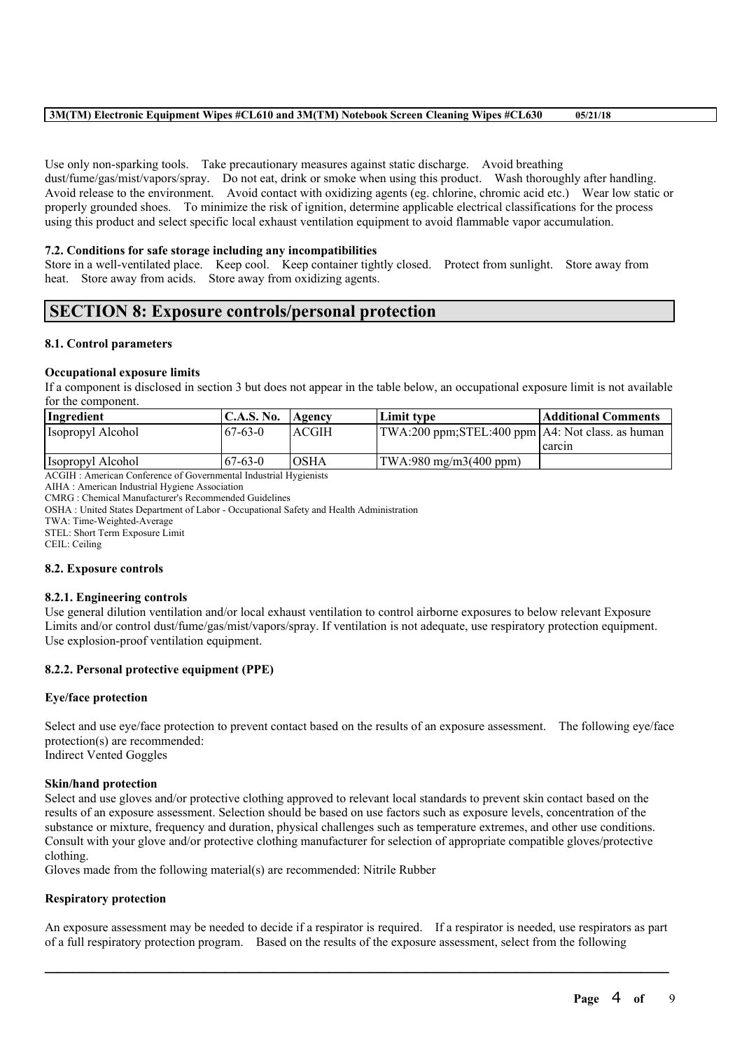Use only non-sparking tools. Take precautionary measures against static discharge. Avoid breathing dust/fume/gas/mist/vapors/spray. Do not eat, drink or smoke when using this product. Wash thoroughly after handling. Avoid release to the environment. Avoid contact with oxidizing agents (eg. chlorine, chromic acid etc.) Wear low static or properly grounded shoes. To minimize the risk of ignition, determine applicable electrical classifications for the process using this product and select specific local exhaust ventilation equipment to avoid flammable vapor accumulation.

### 7.2. Conditions for safe storage including any incompatibilities

Store in a well-ventilated place. Keep cool. Keep container tightly closed. Protect from sunlight. Store away from heat. Store away from acids. Store away from oxidizing agents.

## SECTION 8: Exposure controls/personal protection

### 8.1. Control parameters

**Occupational exposure limits**

If a component is disclosed in section 3 but does not appear in the table below, an occupational exposure limit is not available for the component.

| Ingredient | C.A.S. No. | Agency | Limit type | Additional Comments |
|---|---|---|---|---|
| Isopropyl Alcohol | 67-63-0 | ACGIH | TWA:200 ppm;STEL:400 ppm | A4: Not class. as human carcin |
| Isopropyl Alcohol | 67-63-0 | OSHA | TWA:980 mg/m3(400 ppm) | |

ACGIH : American Conference of Governmental Industrial Hygienists
AIHA : American Industrial Hygiene Association
CMRG : Chemical Manufacturer's Recommended Guidelines
OSHA : United States Department of Labor - Occupational Safety and Health Administration
TWA: Time-Weighted-Average
STEL: Short Term Exposure Limit
CEIL: Ceiling

### 8.2. Exposure controls

#### 8.2.1. Engineering controls

Use general dilution ventilation and/or local exhaust ventilation to control airborne exposures to below relevant Exposure Limits and/or control dust/fume/gas/mist/vapors/spray. If ventilation is not adequate, use respiratory protection equipment. Use explosion-proof ventilation equipment.

#### 8.2.2. Personal protective equipment (PPE)

**Eye/face protection**

Select and use eye/face protection to prevent contact based on the results of an exposure assessment. The following eye/face protection(s) are recommended:
Indirect Vented Goggles

**Skin/hand protection**

Select and use gloves and/or protective clothing approved to relevant local standards to prevent skin contact based on the results of an exposure assessment. Selection should be based on use factors such as exposure levels, concentration of the substance or mixture, frequency and duration, physical challenges such as temperature extremes, and other use conditions. Consult with your glove and/or protective clothing manufacturer for selection of appropriate compatible gloves/protective clothing.
Gloves made from the following material(s) are recommended: Nitrile Rubber

**Respiratory protection**

An exposure assessment may be needed to decide if a respirator is required. If a respirator is needed, use respirators as part of a full respiratory protection program. Based on the results of the exposure assessment, select from the following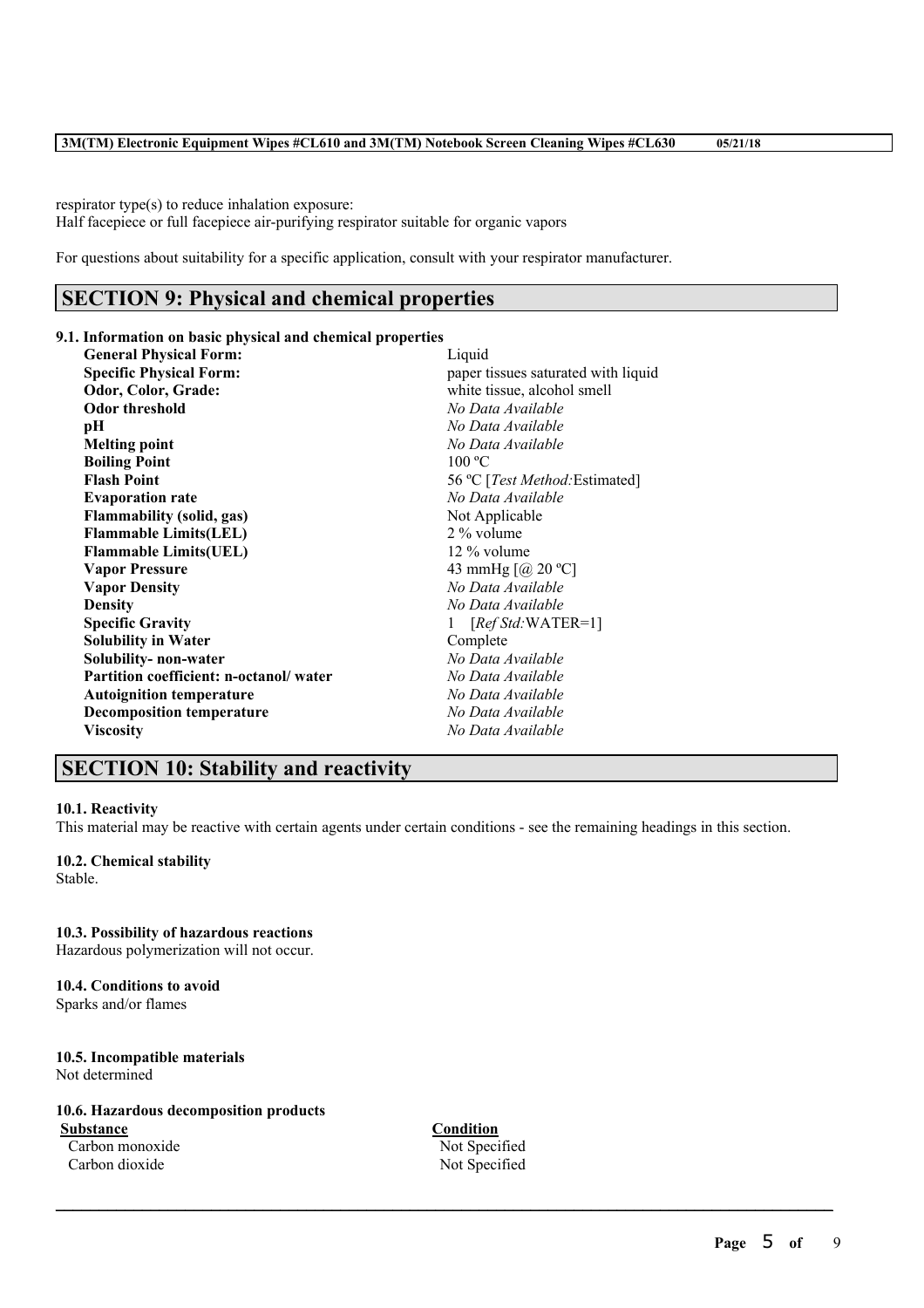respirator type(s) to reduce inhalation exposure:
Half facepiece or full facepiece air-purifying respirator suitable for organic vapors

For questions about suitability for a specific application, consult with your respirator manufacturer.

## SECTION 9: Physical and chemical properties

### 9.1. Information on basic physical and chemical properties

| | |
|---|---|
| **General Physical Form:** | Liquid |
| **Specific Physical Form:** | paper tissues saturated with liquid |
| **Odor, Color, Grade:** | white tissue, alcohol smell |
| **Odor threshold** | *No Data Available* |
| **pH** | *No Data Available* |
| **Melting point** | *No Data Available* |
| **Boiling Point** | 100 ºC |
| **Flash Point** | 56 ºC [*Test Method:*Estimated] |
| **Evaporation rate** | *No Data Available* |
| **Flammability (solid, gas)** | Not Applicable |
| **Flammable Limits(LEL)** | 2 % volume |
| **Flammable Limits(UEL)** | 12 % volume |
| **Vapor Pressure** | 43 mmHg [@ 20 ºC] |
| **Vapor Density** | *No Data Available* |
| **Density** | *No Data Available* |
| **Specific Gravity** | 1 [*Ref Std:*WATER=1] |
| **Solubility in Water** | Complete |
| **Solubility- non-water** | *No Data Available* |
| **Partition coefficient: n-octanol/ water** | *No Data Available* |
| **Autoignition temperature** | *No Data Available* |
| **Decomposition temperature** | *No Data Available* |
| **Viscosity** | *No Data Available* |

## SECTION 10: Stability and reactivity

### 10.1. Reactivity
This material may be reactive with certain agents under certain conditions - see the remaining headings in this section.

### 10.2. Chemical stability
Stable.

### 10.3. Possibility of hazardous reactions
Hazardous polymerization will not occur.

### 10.4. Conditions to avoid
Sparks and/or flames

### 10.5. Incompatible materials
Not determined

### 10.6. Hazardous decomposition products

| Substance | Condition |
|---|---|
| Carbon monoxide | Not Specified |
| Carbon dioxide | Not Specified |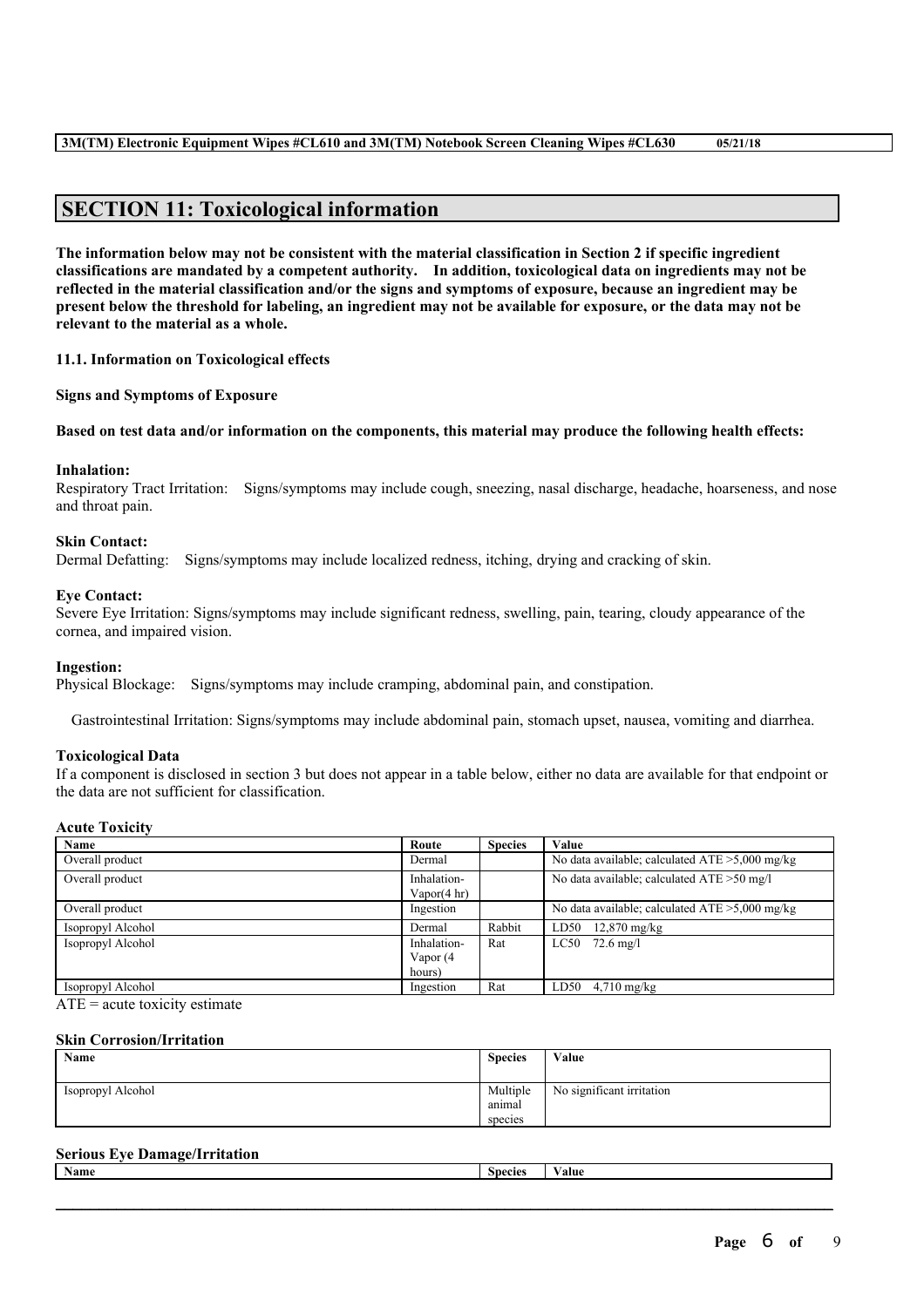## SECTION 11: Toxicological information

**The information below may not be consistent with the material classification in Section 2 if specific ingredient classifications are mandated by a competent authority. In addition, toxicological data on ingredients may not be reflected in the material classification and/or the signs and symptoms of exposure, because an ingredient may be present below the threshold for labeling, an ingredient may not be available for exposure, or the data may not be relevant to the material as a whole.**

**11.1. Information on Toxicological effects**

**Signs and Symptoms of Exposure**

**Based on test data and/or information on the components, this material may produce the following health effects:**

**Inhalation:**
Respiratory Tract Irritation: Signs/symptoms may include cough, sneezing, nasal discharge, headache, hoarseness, and nose and throat pain.

**Skin Contact:**
Dermal Defatting: Signs/symptoms may include localized redness, itching, drying and cracking of skin.

**Eye Contact:**
Severe Eye Irritation: Signs/symptoms may include significant redness, swelling, pain, tearing, cloudy appearance of the cornea, and impaired vision.

**Ingestion:**
Physical Blockage: Signs/symptoms may include cramping, abdominal pain, and constipation.

Gastrointestinal Irritation: Signs/symptoms may include abdominal pain, stomach upset, nausea, vomiting and diarrhea.

**Toxicological Data**
If a component is disclosed in section 3 but does not appear in a table below, either no data are available for that endpoint or the data are not sufficient for classification.

**Acute Toxicity**

| Name | Route | Species | Value |
|---|---|---|---|
| Overall product | Dermal | | No data available; calculated ATE >5,000 mg/kg |
| Overall product | Inhalation-Vapor(4 hr) | | No data available; calculated ATE >50 mg/l |
| Overall product | Ingestion | | No data available; calculated ATE >5,000 mg/kg |
| Isopropyl Alcohol | Dermal | Rabbit | LD50 12,870 mg/kg |
| Isopropyl Alcohol | Inhalation-Vapor (4 hours) | Rat | LC50 72.6 mg/l |
| Isopropyl Alcohol | Ingestion | Rat | LD50 4,710 mg/kg |

ATE = acute toxicity estimate

**Skin Corrosion/Irritation**

| Name | Species | Value |
|---|---|---|
| Isopropyl Alcohol | Multiple animal species | No significant irritation |

**Serious Eye Damage/Irritation**

| Name | Species | Value |
|---|---|---|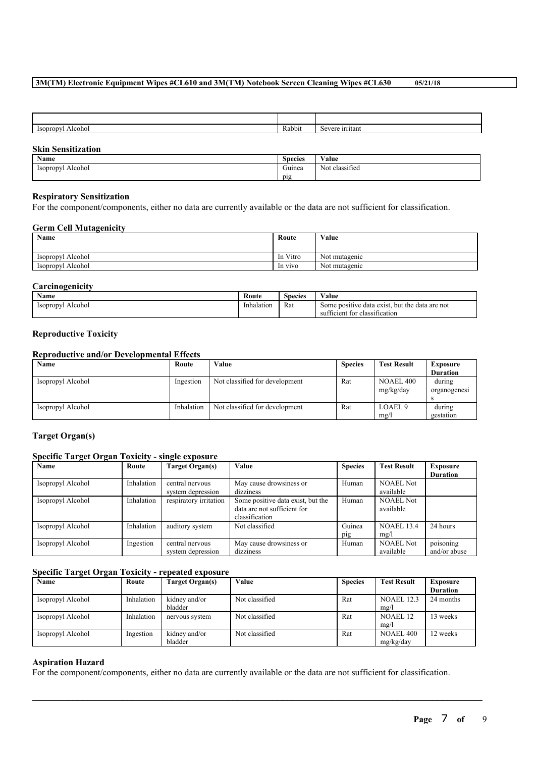| | | |
|---|---|---|
| Isopropyl Alcohol | Rabbit | Severe irritant |

### Skin Sensitization

| Name | Species | Value |
|---|---|---|
| Isopropyl Alcohol | Guinea pig | Not classified |

### Respiratory Sensitization

For the component/components, either no data are currently available or the data are not sufficient for classification.

### Germ Cell Mutagenicity

| Name | Route | Value |
|---|---|---|
| Isopropyl Alcohol | In Vitro | Not mutagenic |
| Isopropyl Alcohol | In vivo | Not mutagenic |

### Carcinogenicity

| Name | Route | Species | Value |
|---|---|---|---|
| Isopropyl Alcohol | Inhalation | Rat | Some positive data exist, but the data are not sufficient for classification |

### Reproductive Toxicity

### Reproductive and/or Developmental Effects

| Name | Route | Value | Species | Test Result | Exposure Duration |
|---|---|---|---|---|---|
| Isopropyl Alcohol | Ingestion | Not classified for development | Rat | NOAEL 400 mg/kg/day | during organogenesis |
| Isopropyl Alcohol | Inhalation | Not classified for development | Rat | LOAEL 9 mg/l | during gestation |

### Target Organ(s)

### Specific Target Organ Toxicity - single exposure

| Name | Route | Target Organ(s) | Value | Species | Test Result | Exposure Duration |
|---|---|---|---|---|---|---|
| Isopropyl Alcohol | Inhalation | central nervous system depression | May cause drowsiness or dizziness | Human | NOAEL Not available | |
| Isopropyl Alcohol | Inhalation | respiratory irritation | Some positive data exist, but the data are not sufficient for classification | Human | NOAEL Not available | |
| Isopropyl Alcohol | Inhalation | auditory system | Not classified | Guinea pig | NOAEL 13.4 mg/l | 24 hours |
| Isopropyl Alcohol | Ingestion | central nervous system depression | May cause drowsiness or dizziness | Human | NOAEL Not available | poisoning and/or abuse |

### Specific Target Organ Toxicity - repeated exposure

| Name | Route | Target Organ(s) | Value | Species | Test Result | Exposure Duration |
|---|---|---|---|---|---|---|
| Isopropyl Alcohol | Inhalation | kidney and/or bladder | Not classified | Rat | NOAEL 12.3 mg/l | 24 months |
| Isopropyl Alcohol | Inhalation | nervous system | Not classified | Rat | NOAEL 12 mg/l | 13 weeks |
| Isopropyl Alcohol | Ingestion | kidney and/or bladder | Not classified | Rat | NOAEL 400 mg/kg/day | 12 weeks |

### Aspiration Hazard

For the component/components, either no data are currently available or the data are not sufficient for classification.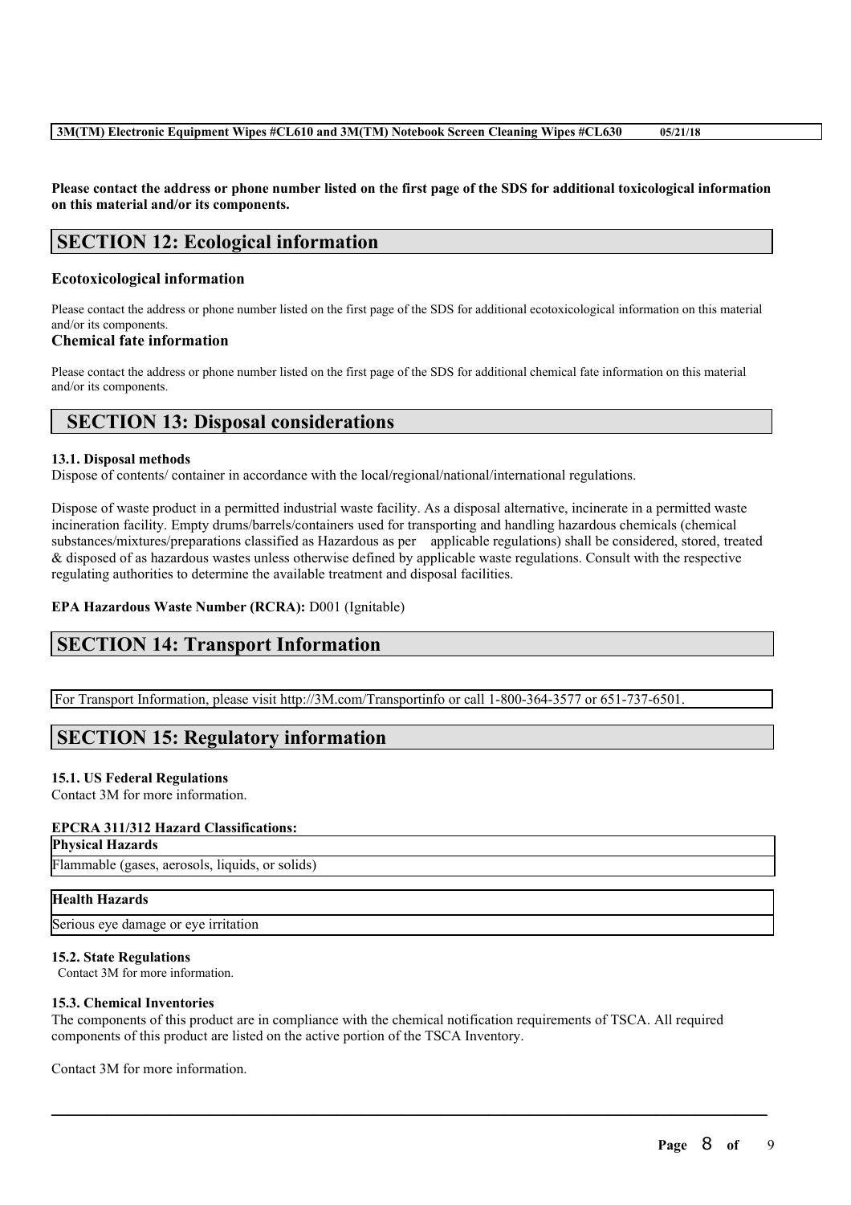**Please contact the address or phone number listed on the first page of the SDS for additional toxicological information on this material and/or its components.**

## SECTION 12: Ecological information

### Ecotoxicological information

Please contact the address or phone number listed on the first page of the SDS for additional ecotoxicological information on this material and/or its components.

### Chemical fate information

Please contact the address or phone number listed on the first page of the SDS for additional chemical fate information on this material and/or its components.

## SECTION 13: Disposal considerations

### 13.1. Disposal methods

Dispose of contents/ container in accordance with the local/regional/national/international regulations.

Dispose of waste product in a permitted industrial waste facility. As a disposal alternative, incinerate in a permitted waste incineration facility. Empty drums/barrels/containers used for transporting and handling hazardous chemicals (chemical substances/mixtures/preparations classified as Hazardous as per applicable regulations) shall be considered, stored, treated & disposed of as hazardous wastes unless otherwise defined by applicable waste regulations. Consult with the respective regulating authorities to determine the available treatment and disposal facilities.

**EPA Hazardous Waste Number (RCRA):** D001 (Ignitable)

## SECTION 14: Transport Information

For Transport Information, please visit http://3M.com/Transportinfo or call 1-800-364-3577 or 651-737-6501.

## SECTION 15: Regulatory information

### 15.1. US Federal Regulations

Contact 3M for more information.

### EPCRA 311/312 Hazard Classifications:

| Physical Hazards |
|---|
| Flammable (gases, aerosols, liquids, or solids) |

| Health Hazards |
|---|
| Serious eye damage or eye irritation |

### 15.2. State Regulations

Contact 3M for more information.

### 15.3. Chemical Inventories

The components of this product are in compliance with the chemical notification requirements of TSCA. All required components of this product are listed on the active portion of the TSCA Inventory.

Contact 3M for more information.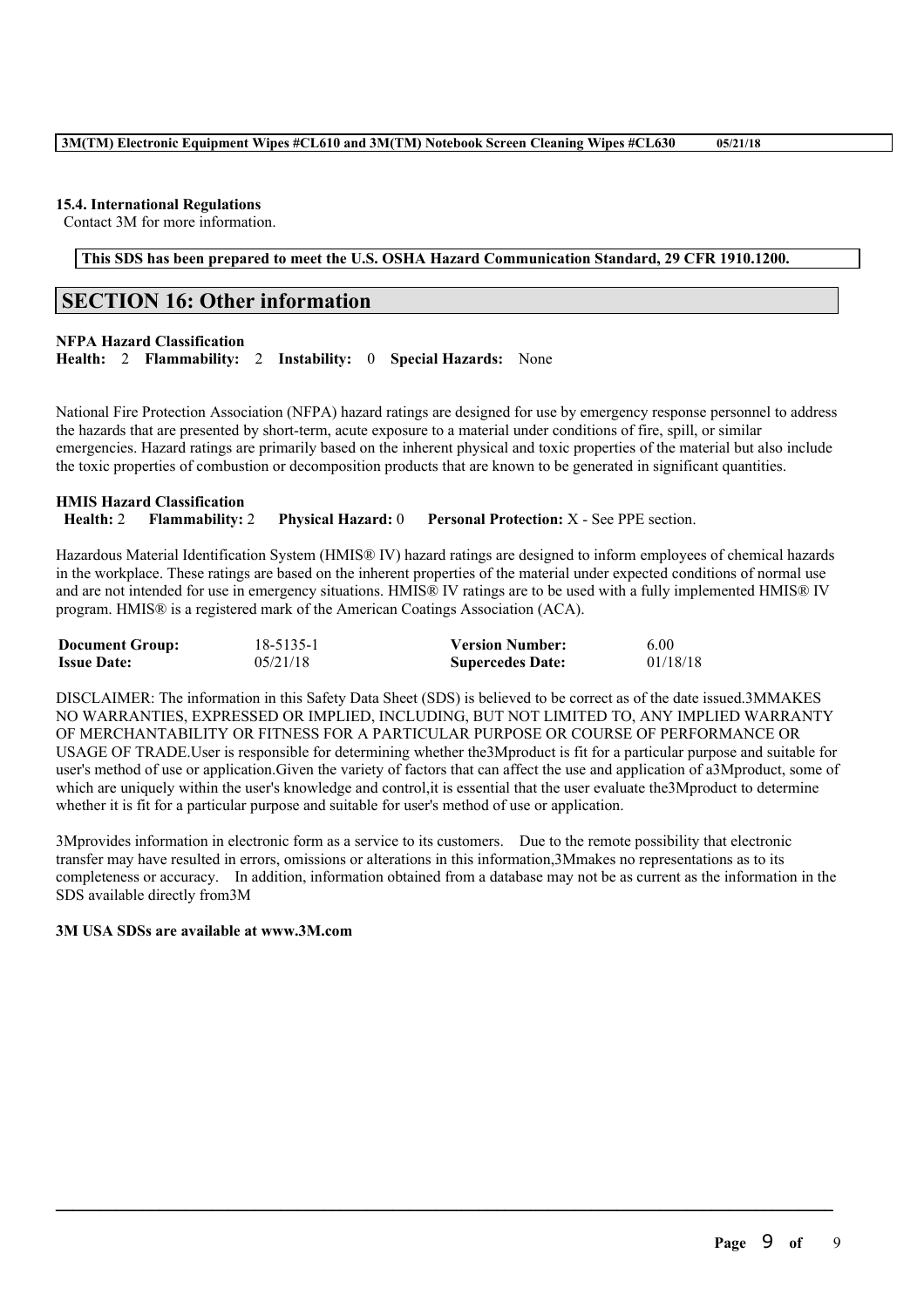**15.4. International Regulations**

Contact 3M for more information.

**This SDS has been prepared to meet the U.S. OSHA Hazard Communication Standard, 29 CFR 1910.1200.**

## SECTION 16: Other information

**NFPA Hazard Classification**

**Health:** 2 **Flammability:** 2 **Instability:** 0 **Special Hazards:** None

National Fire Protection Association (NFPA) hazard ratings are designed for use by emergency response personnel to address the hazards that are presented by short-term, acute exposure to a material under conditions of fire, spill, or similar emergencies. Hazard ratings are primarily based on the inherent physical and toxic properties of the material but also include the toxic properties of combustion or decomposition products that are known to be generated in significant quantities.

**HMIS Hazard Classification**

**Health:** 2 **Flammability:** 2 **Physical Hazard:** 0 **Personal Protection:** X - See PPE section.

Hazardous Material Identification System (HMIS® IV) hazard ratings are designed to inform employees of chemical hazards in the workplace. These ratings are based on the inherent properties of the material under expected conditions of normal use and are not intended for use in emergency situations. HMIS® IV ratings are to be used with a fully implemented HMIS® IV program. HMIS® is a registered mark of the American Coatings Association (ACA).

| | | | |
|---|---|---|---|
| **Document Group:** | 18-5135-1 | **Version Number:** | 6.00 |
| **Issue Date:** | 05/21/18 | **Supercedes Date:** | 01/18/18 |

DISCLAIMER: The information in this Safety Data Sheet (SDS) is believed to be correct as of the date issued.3MMAKES NO WARRANTIES, EXPRESSED OR IMPLIED, INCLUDING, BUT NOT LIMITED TO, ANY IMPLIED WARRANTY OF MERCHANTABILITY OR FITNESS FOR A PARTICULAR PURPOSE OR COURSE OF PERFORMANCE OR USAGE OF TRADE.User is responsible for determining whether the3Mproduct is fit for a particular purpose and suitable for user's method of use or application.Given the variety of factors that can affect the use and application of a3Mproduct, some of which are uniquely within the user's knowledge and control,it is essential that the user evaluate the3Mproduct to determine whether it is fit for a particular purpose and suitable for user's method of use or application.

3Mprovides information in electronic form as a service to its customers. Due to the remote possibility that electronic transfer may have resulted in errors, omissions or alterations in this information,3Mmakes no representations as to its completeness or accuracy. In addition, information obtained from a database may not be as current as the information in the SDS available directly from3M

**3M USA SDSs are available at www.3M.com**